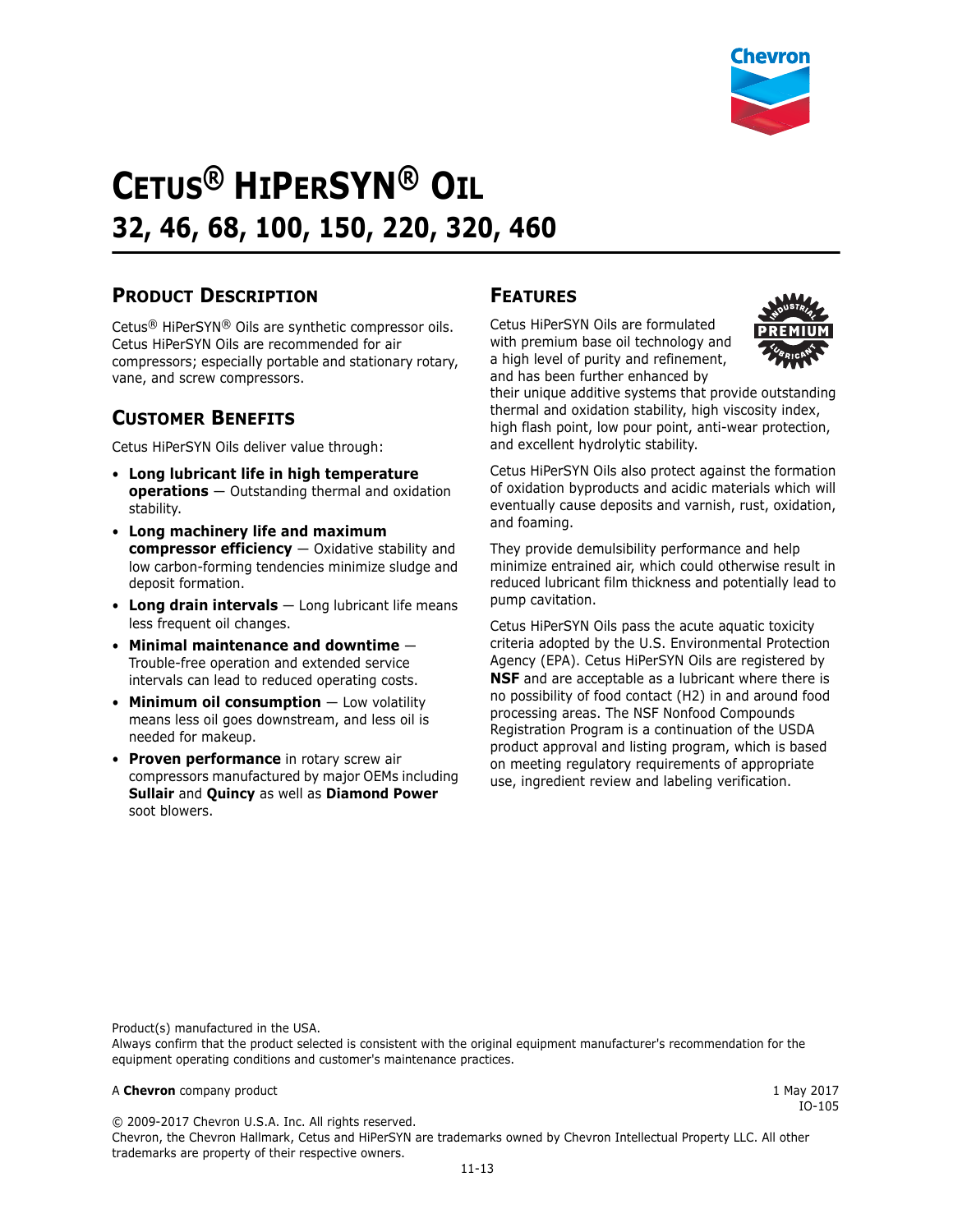# Cetus® HiPerSYN® Oil

## 32, 46, 68, 100, 150, 220, 320, 460

## Product Description

Cetus® HiPerSYN® Oils are synthetic compressor oils. Cetus HiPerSYN Oils are recommended for air compressors; especially portable and stationary rotary, vane, and screw compressors.

## Customer Benefits

Cetus HiPerSYN Oils deliver value through:

- **Long lubricant life in high temperature operations** — Outstanding thermal and oxidation stability.
- **Long machinery life and maximum compressor efficiency** — Oxidative stability and low carbon-forming tendencies minimize sludge and deposit formation.
- **Long drain intervals** — Long lubricant life means less frequent oil changes.
- **Minimal maintenance and downtime** — Trouble-free operation and extended service intervals can lead to reduced operating costs.
- **Minimum oil consumption** — Low volatility means less oil goes downstream, and less oil is needed for makeup.
- **Proven performance** in rotary screw air compressors manufactured by major OEMs including **Sullair** and **Quincy** as well as **Diamond Power** soot blowers.

## Features

Cetus HiPerSYN Oils are formulated with premium base oil technology and a high level of purity and refinement, and has been further enhanced by their unique additive systems that provide outstanding thermal and oxidation stability, high viscosity index, high flash point, low pour point, anti-wear protection, and excellent hydrolytic stability.

Cetus HiPerSYN Oils also protect against the formation of oxidation byproducts and acidic materials which will eventually cause deposits and varnish, rust, oxidation, and foaming.

They provide demulsibility performance and help minimize entrained air, which could otherwise result in reduced lubricant film thickness and potentially lead to pump cavitation.

Cetus HiPerSYN Oils pass the acute aquatic toxicity criteria adopted by the U.S. Environmental Protection Agency (EPA). Cetus HiPerSYN Oils are registered by **NSF** and are acceptable as a lubricant where there is no possibility of food contact (H2) in and around food processing areas. The NSF Nonfood Compounds Registration Program is a continuation of the USDA product approval and listing program, which is based on meeting regulatory requirements of appropriate use, ingredient review and labeling verification.

Product(s) manufactured in the USA.
Always confirm that the product selected is consistent with the original equipment manufacturer's recommendation for the equipment operating conditions and customer's maintenance practices.

A **Chevron** company product

1 May 2017
IO-105

© 2009-2017 Chevron U.S.A. Inc. All rights reserved.
Chevron, the Chevron Hallmark, Cetus and HiPerSYN are trademarks owned by Chevron Intellectual Property LLC. All other trademarks are property of their respective owners.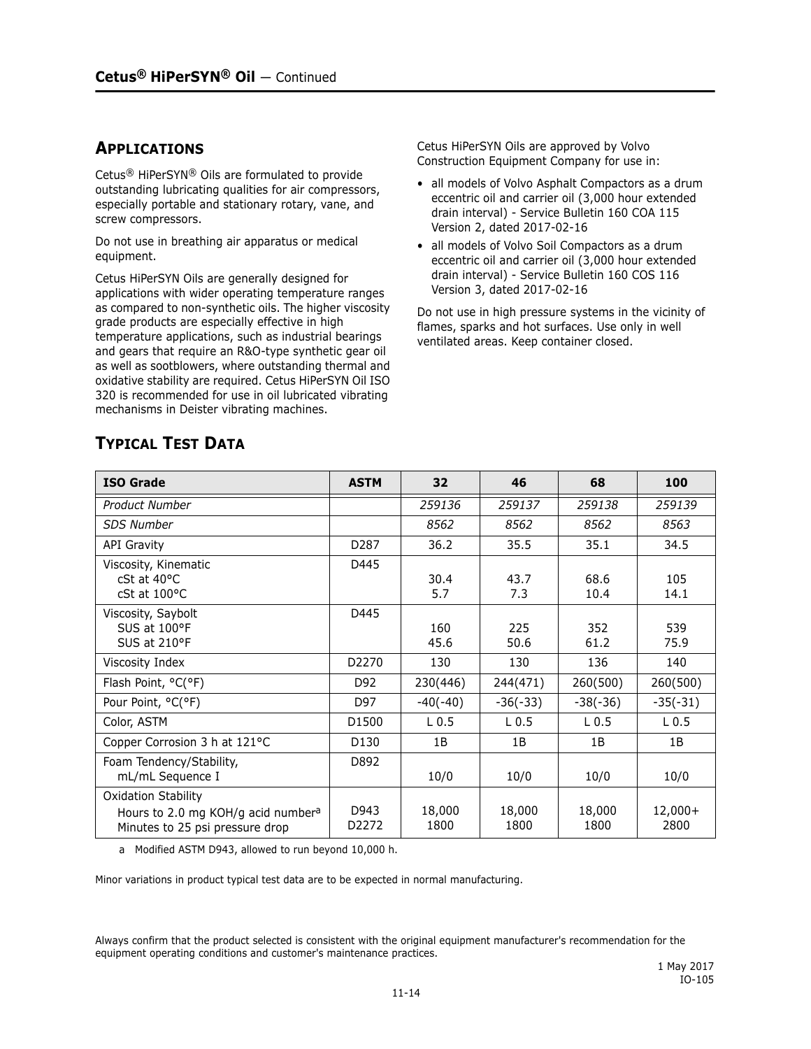## APPLICATIONS

Cetus® HiPerSYN® Oils are formulated to provide outstanding lubricating qualities for air compressors, especially portable and stationary rotary, vane, and screw compressors.

Do not use in breathing air apparatus or medical equipment.

Cetus HiPerSYN Oils are generally designed for applications with wider operating temperature ranges as compared to non-synthetic oils. The higher viscosity grade products are especially effective in high temperature applications, such as industrial bearings and gears that require an R&O-type synthetic gear oil as well as sootblowers, where outstanding thermal and oxidative stability are required. Cetus HiPerSYN Oil ISO 320 is recommended for use in oil lubricated vibrating mechanisms in Deister vibrating machines.

Cetus HiPerSYN Oils are approved by Volvo Construction Equipment Company for use in:

- all models of Volvo Asphalt Compactors as a drum eccentric oil and carrier oil (3,000 hour extended drain interval) - Service Bulletin 160 COA 115 Version 2, dated 2017-02-16
- all models of Volvo Soil Compactors as a drum eccentric oil and carrier oil (3,000 hour extended drain interval) - Service Bulletin 160 COS 116 Version 3, dated 2017-02-16

Do not use in high pressure systems in the vicinity of flames, sparks and hot surfaces. Use only in well ventilated areas. Keep container closed.

## TYPICAL TEST DATA

| ISO Grade | ASTM | 32 | 46 | 68 | 100 |
|---|---|---|---|---|---|
| *Product Number* | | *259136* | *259137* | *259138* | *259139* |
| *SDS Number* | | *8562* | *8562* | *8562* | *8563* |
| API Gravity | D287 | 36.2 | 35.5 | 35.1 | 34.5 |
| Viscosity, Kinematic<br>cSt at 40°C<br>cSt at 100°C | D445 | <br>30.4<br>5.7 | <br>43.7<br>7.3 | <br>68.6<br>10.4 | <br>105<br>14.1 |
| Viscosity, Saybolt<br>SUS at 100°F<br>SUS at 210°F | D445 | <br>160<br>45.6 | <br>225<br>50.6 | <br>352<br>61.2 | <br>539<br>75.9 |
| Viscosity Index | D2270 | 130 | 130 | 136 | 140 |
| Flash Point, °C(°F) | D92 | 230(446) | 244(471) | 260(500) | 260(500) |
| Pour Point, °C(°F) | D97 | -40(-40) | -36(-33) | -38(-36) | -35(-31) |
| Color, ASTM | D1500 | L 0.5 | L 0.5 | L 0.5 | L 0.5 |
| Copper Corrosion 3 h at 121°C | D130 | 1B | 1B | 1B | 1B |
| Foam Tendency/Stability,<br>mL/mL Sequence I | D892 | <br>10/0 | <br>10/0 | <br>10/0 | <br>10/0 |
| Oxidation Stability<br>Hours to 2.0 mg KOH/g acid number[a]<br>Minutes to 25 psi pressure drop | <br>D943<br>D2272 | <br>18,000<br>1800 | <br>18,000<br>1800 | <br>18,000<br>1800 | <br>12,000+<br>2800 |

a Modified ASTM D943, allowed to run beyond 10,000 h.

Minor variations in product typical test data are to be expected in normal manufacturing.

Always confirm that the product selected is consistent with the original equipment manufacturer's recommendation for the equipment operating conditions and customer's maintenance practices.

1 May 2017
IO-105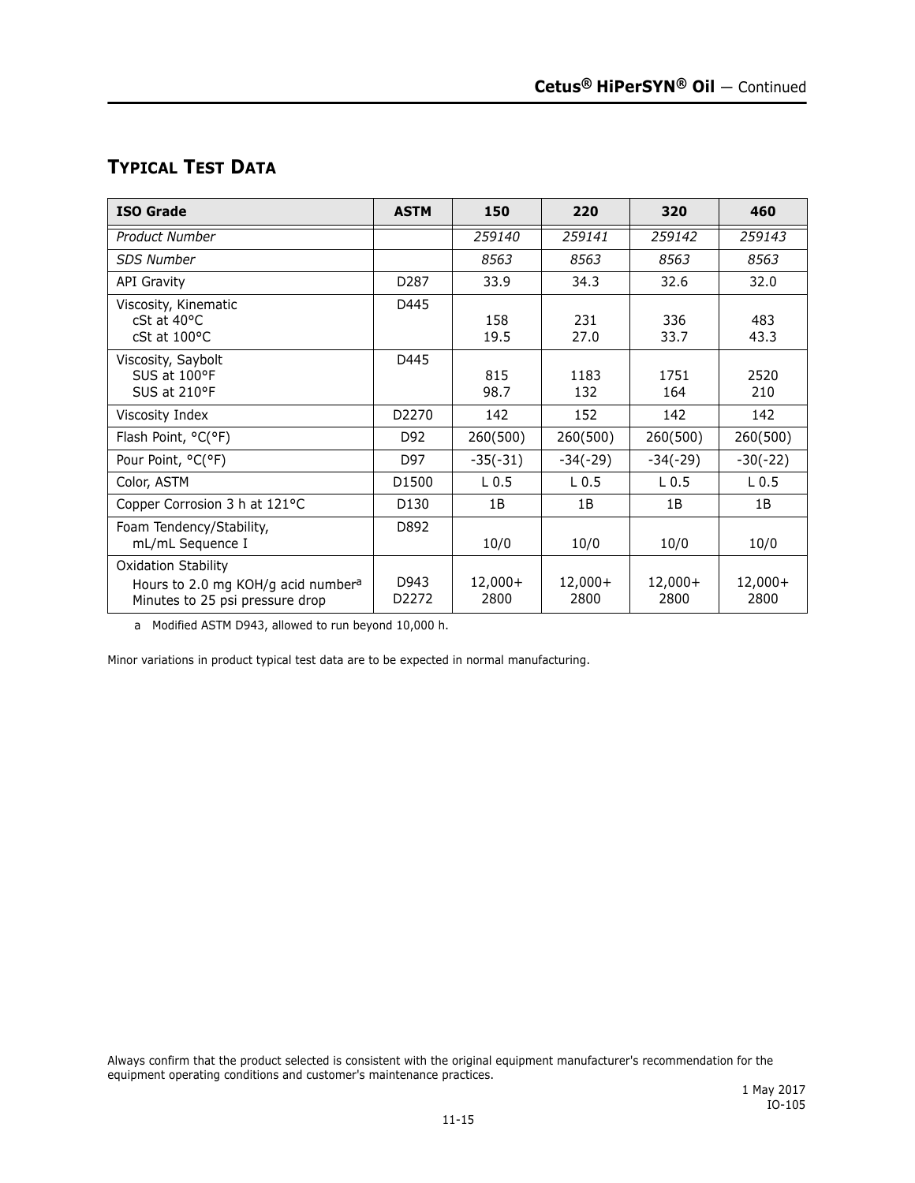## TYPICAL TEST DATA

| ISO Grade | ASTM | 150 | 220 | 320 | 460 |
|---|---|---|---|---|---|
| *Product Number* | | *259140* | *259141* | *259142* | *259143* |
| *SDS Number* | | *8563* | *8563* | *8563* | *8563* |
| API Gravity | D287 | 33.9 | 34.3 | 32.6 | 32.0 |
| Viscosity, Kinematic<br>cSt at 40°C<br>cSt at 100°C | D445 | <br>158<br>19.5 | <br>231<br>27.0 | <br>336<br>33.7 | <br>483<br>43.3 |
| Viscosity, Saybolt<br>SUS at 100°F<br>SUS at 210°F | D445 | <br>815<br>98.7 | <br>1183<br>132 | <br>1751<br>164 | <br>2520<br>210 |
| Viscosity Index | D2270 | 142 | 152 | 142 | 142 |
| Flash Point, °C(°F) | D92 | 260(500) | 260(500) | 260(500) | 260(500) |
| Pour Point, °C(°F) | D97 | -35(-31) | -34(-29) | -34(-29) | -30(-22) |
| Color, ASTM | D1500 | L 0.5 | L 0.5 | L 0.5 | L 0.5 |
| Copper Corrosion 3 h at 121°C | D130 | 1B | 1B | 1B | 1B |
| Foam Tendency/Stability,<br>mL/mL Sequence I | D892 | 10/0 | 10/0 | 10/0 | 10/0 |
| Oxidation Stability<br>Hours to 2.0 mg KOH/g acid number[a]<br>Minutes to 25 psi pressure drop | <br>D943<br>D2272 | <br>12,000+<br>2800 | <br>12,000+<br>2800 | <br>12,000+<br>2800 | <br>12,000+<br>2800 |

a Modified ASTM D943, allowed to run beyond 10,000 h.

Minor variations in product typical test data are to be expected in normal manufacturing.

Always confirm that the product selected is consistent with the original equipment manufacturer's recommendation for the equipment operating conditions and customer's maintenance practices.

1 May 2017
IO-105